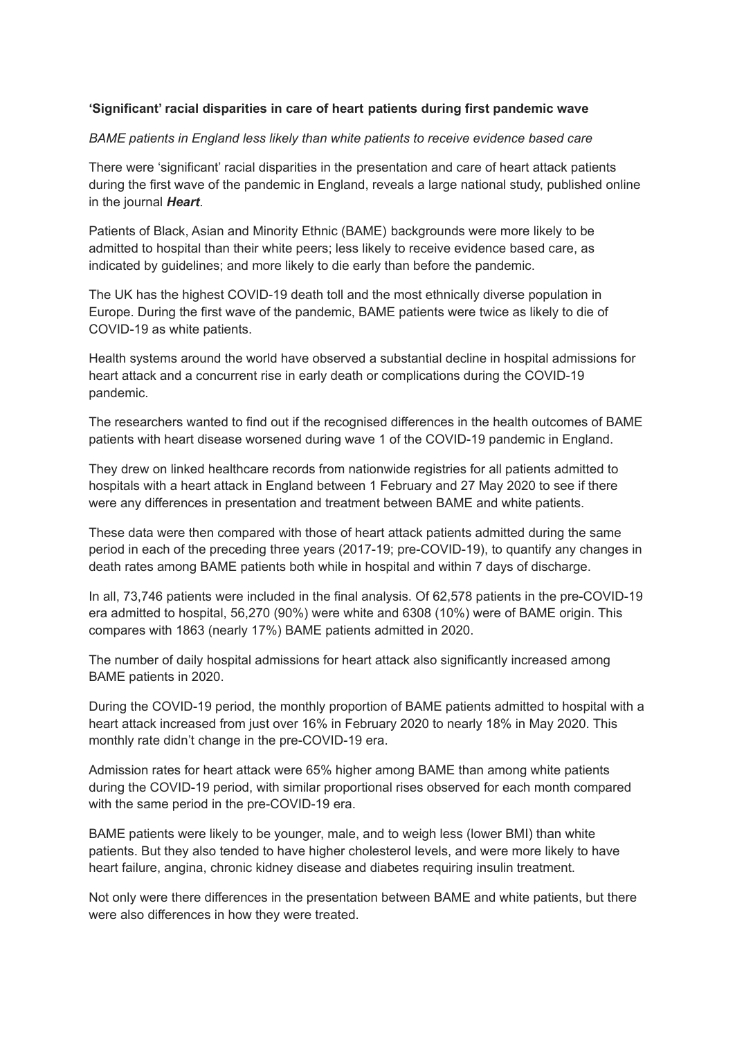**'Significant' racial disparities in care of heart patients during first pandemic wave**

*BAME patients in England less likely than white patients to receive evidence based care*

There were 'significant' racial disparities in the presentation and care of heart attack patients during the first wave of the pandemic in England, reveals a large national study, published online in the journal ***Heart***.

Patients of Black, Asian and Minority Ethnic (BAME) backgrounds were more likely to be admitted to hospital than their white peers; less likely to receive evidence based care, as indicated by guidelines; and more likely to die early than before the pandemic.

The UK has the highest COVID-19 death toll and the most ethnically diverse population in Europe. During the first wave of the pandemic, BAME patients were twice as likely to die of COVID-19 as white patients.

Health systems around the world have observed a substantial decline in hospital admissions for heart attack and a concurrent rise in early death or complications during the COVID-19 pandemic.

The researchers wanted to find out if the recognised differences in the health outcomes of BAME patients with heart disease worsened during wave 1 of the COVID-19 pandemic in England.

They drew on linked healthcare records from nationwide registries for all patients admitted to hospitals with a heart attack in England between 1 February and 27 May 2020 to see if there were any differences in presentation and treatment between BAME and white patients.

These data were then compared with those of heart attack patients admitted during the same period in each of the preceding three years (2017-19; pre-COVID-19), to quantify any changes in death rates among BAME patients both while in hospital and within 7 days of discharge.

In all, 73,746 patients were included in the final analysis. Of 62,578 patients in the pre-COVID-19 era admitted to hospital, 56,270 (90%) were white and 6308 (10%) were of BAME origin. This compares with 1863 (nearly 17%) BAME patients admitted in 2020.

The number of daily hospital admissions for heart attack also significantly increased among BAME patients in 2020.

During the COVID-19 period, the monthly proportion of BAME patients admitted to hospital with a heart attack increased from just over 16% in February 2020 to nearly 18% in May 2020. This monthly rate didn't change in the pre-COVID-19 era.

Admission rates for heart attack were 65% higher among BAME than among white patients during the COVID-19 period, with similar proportional rises observed for each month compared with the same period in the pre-COVID-19 era.

BAME patients were likely to be younger, male, and to weigh less (lower BMI) than white patients. But they also tended to have higher cholesterol levels, and were more likely to have heart failure, angina, chronic kidney disease and diabetes requiring insulin treatment.

Not only were there differences in the presentation between BAME and white patients, but there were also differences in how they were treated.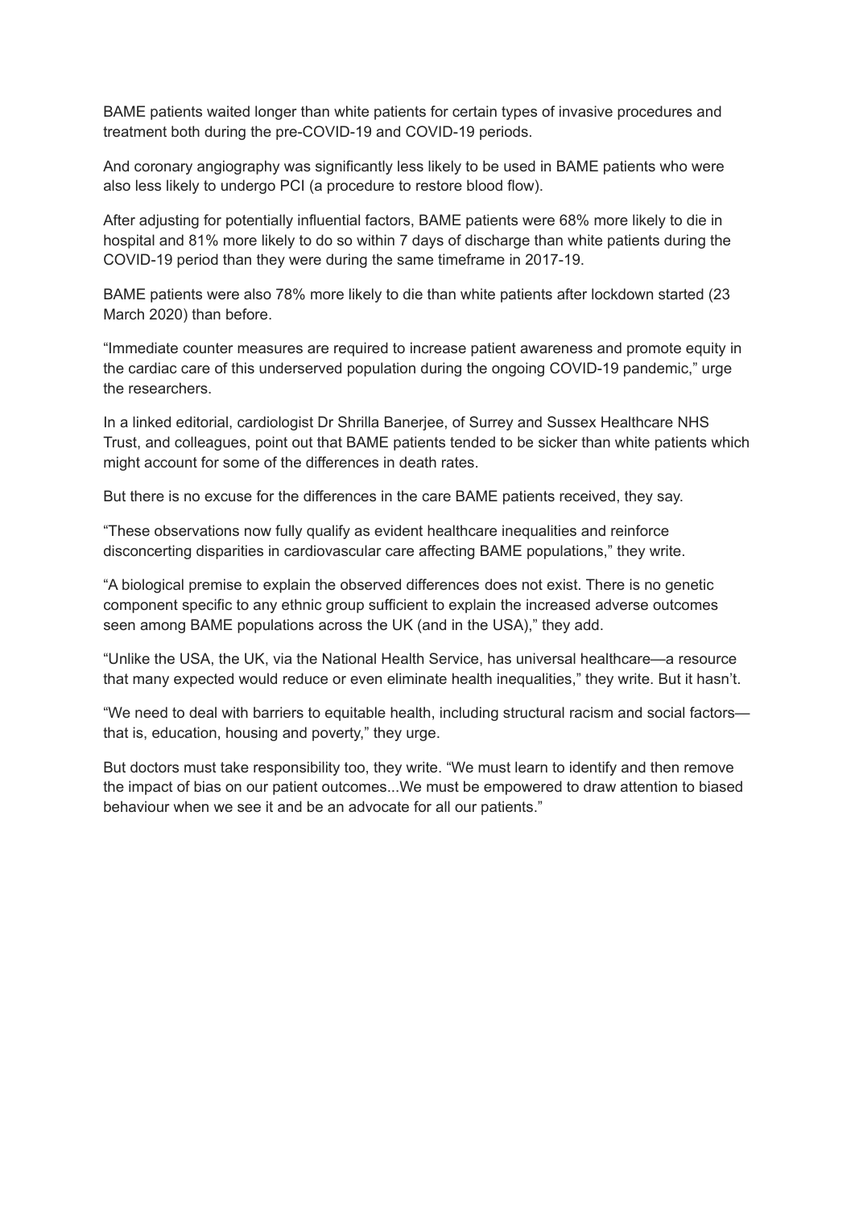BAME patients waited longer than white patients for certain types of invasive procedures and treatment both during the pre-COVID-19 and COVID-19 periods.

And coronary angiography was significantly less likely to be used in BAME patients who were also less likely to undergo PCI (a procedure to restore blood flow).

After adjusting for potentially influential factors, BAME patients were 68% more likely to die in hospital and 81% more likely to do so within 7 days of discharge than white patients during the COVID-19 period than they were during the same timeframe in 2017-19.

BAME patients were also 78% more likely to die than white patients after lockdown started (23 March 2020) than before.

“Immediate counter measures are required to increase patient awareness and promote equity in the cardiac care of this underserved population during the ongoing COVID-19 pandemic,” urge the researchers.

In a linked editorial, cardiologist Dr Shrilla Banerjee, of Surrey and Sussex Healthcare NHS Trust, and colleagues, point out that BAME patients tended to be sicker than white patients which might account for some of the differences in death rates.

But there is no excuse for the differences in the care BAME patients received, they say.

“These observations now fully qualify as evident healthcare inequalities and reinforce disconcerting disparities in cardiovascular care affecting BAME populations,” they write.

“A biological premise to explain the observed differences does not exist. There is no genetic component specific to any ethnic group sufficient to explain the increased adverse outcomes seen among BAME populations across the UK (and in the USA),” they add.

“Unlike the USA, the UK, via the National Health Service, has universal healthcare—a resource that many expected would reduce or even eliminate health inequalities,” they write. But it hasn’t.

“We need to deal with barriers to equitable health, including structural racism and social factors—that is, education, housing and poverty,” they urge.

But doctors must take responsibility too, they write. “We must learn to identify and then remove the impact of bias on our patient outcomes...We must be empowered to draw attention to biased behaviour when we see it and be an advocate for all our patients.”